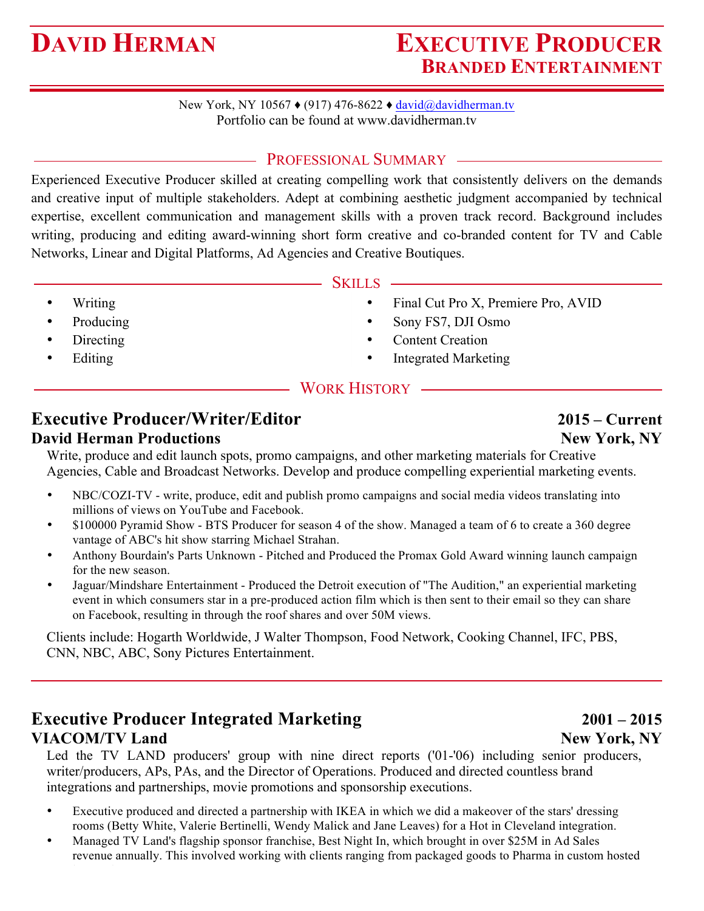# David Herman

## Executive Producer
## Branded Entertainment

New York, NY 10567 ♦ (917) 476-8622 ♦ david@davidherman.tv
Portfolio can be found at www.davidherman.tv

## Professional Summary

Experienced Executive Producer skilled at creating compelling work that consistently delivers on the demands and creative input of multiple stakeholders. Adept at combining aesthetic judgment accompanied by technical expertise, excellent communication and management skills with a proven track record. Background includes writing, producing and editing award-winning short form creative and co-branded content for TV and Cable Networks, Linear and Digital Platforms, Ad Agencies and Creative Boutiques.

## Skills

- Writing
- Producing
- Directing
- Editing
- Final Cut Pro X, Premiere Pro, AVID
- Sony FS7, DJI Osmo
- Content Creation
- Integrated Marketing

## Work History

### Executive Producer/Writer/Editor — 2015 – Current
**David Herman Productions — New York, NY**

Write, produce and edit launch spots, promo campaigns, and other marketing materials for Creative Agencies, Cable and Broadcast Networks. Develop and produce compelling experiential marketing events.

- NBC/COZI-TV - write, produce, edit and publish promo campaigns and social media videos translating into millions of views on YouTube and Facebook.
- $100000 Pyramid Show - BTS Producer for season 4 of the show. Managed a team of 6 to create a 360 degree vantage of ABC's hit show starring Michael Strahan.
- Anthony Bourdain's Parts Unknown - Pitched and Produced the Promax Gold Award winning launch campaign for the new season.
- Jaguar/Mindshare Entertainment - Produced the Detroit execution of "The Audition," an experiential marketing event in which consumers star in a pre-produced action film which is then sent to their email so they can share on Facebook, resulting in through the roof shares and over 50M views.

Clients include: Hogarth Worldwide, J Walter Thompson, Food Network, Cooking Channel, IFC, PBS, CNN, NBC, ABC, Sony Pictures Entertainment.

### Executive Producer Integrated Marketing — 2001 – 2015
**VIACOM/TV Land — New York, NY**

Led the TV LAND producers' group with nine direct reports ('01-'06) including senior producers, writer/producers, APs, PAs, and the Director of Operations. Produced and directed countless brand integrations and partnerships, movie promotions and sponsorship executions.

- Executive produced and directed a partnership with IKEA in which we did a makeover of the stars' dressing rooms (Betty White, Valerie Bertinelli, Wendy Malick and Jane Leaves) for a Hot in Cleveland integration.
- Managed TV Land's flagship sponsor franchise, Best Night In, which brought in over $25M in Ad Sales revenue annually. This involved working with clients ranging from packaged goods to Pharma in custom hosted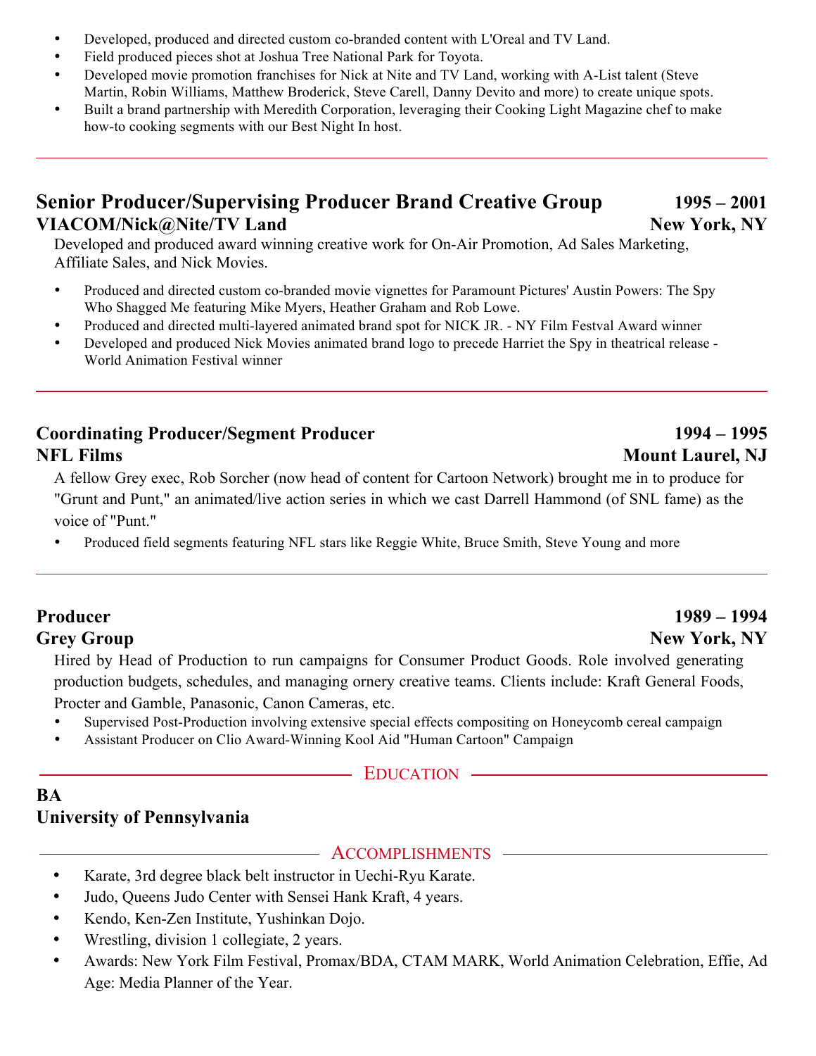- Developed, produced and directed custom co-branded content with L'Oreal and TV Land.
- Field produced pieces shot at Joshua Tree National Park for Toyota.
- Developed movie promotion franchises for Nick at Nite and TV Land, working with A-List talent (Steve Martin, Robin Williams, Matthew Broderick, Steve Carell, Danny Devito and more) to create unique spots.
- Built a brand partnership with Meredith Corporation, leveraging their Cooking Light Magazine chef to make how-to cooking segments with our Best Night In host.

---

### Senior Producer/Supervising Producer Brand Creative Group — 1995 – 2001
### VIACOM/Nick@Nite/TV Land — New York, NY

Developed and produced award winning creative work for On-Air Promotion, Ad Sales Marketing, Affiliate Sales, and Nick Movies.

- Produced and directed custom co-branded movie vignettes for Paramount Pictures' Austin Powers: The Spy Who Shagged Me featuring Mike Myers, Heather Graham and Rob Lowe.
- Produced and directed multi-layered animated brand spot for NICK JR. - NY Film Festval Award winner
- Developed and produced Nick Movies animated brand logo to precede Harriet the Spy in theatrical release - World Animation Festival winner

---

### Coordinating Producer/Segment Producer — 1994 – 1995
### NFL Films — Mount Laurel, NJ

A fellow Grey exec, Rob Sorcher (now head of content for Cartoon Network) brought me in to produce for "Grunt and Punt," an animated/live action series in which we cast Darrell Hammond (of SNL fame) as the voice of "Punt."

- Produced field segments featuring NFL stars like Reggie White, Bruce Smith, Steve Young and more

---

### Producer — 1989 – 1994
### Grey Group — New York, NY

Hired by Head of Production to run campaigns for Consumer Product Goods. Role involved generating production budgets, schedules, and managing ornery creative teams. Clients include: Kraft General Foods, Procter and Gamble, Panasonic, Canon Cameras, etc.

- Supervised Post-Production involving extensive special effects compositing on Honeycomb cereal campaign
- Assistant Producer on Clio Award-Winning Kool Aid "Human Cartoon" Campaign

## Education

**BA**
**University of Pennsylvania**

## Accomplishments

- Karate, 3rd degree black belt instructor in Uechi-Ryu Karate.
- Judo, Queens Judo Center with Sensei Hank Kraft, 4 years.
- Kendo, Ken-Zen Institute, Yushinkan Dojo.
- Wrestling, division 1 collegiate, 2 years.
- Awards: New York Film Festival, Promax/BDA, CTAM MARK, World Animation Celebration, Effie, Ad Age: Media Planner of the Year.